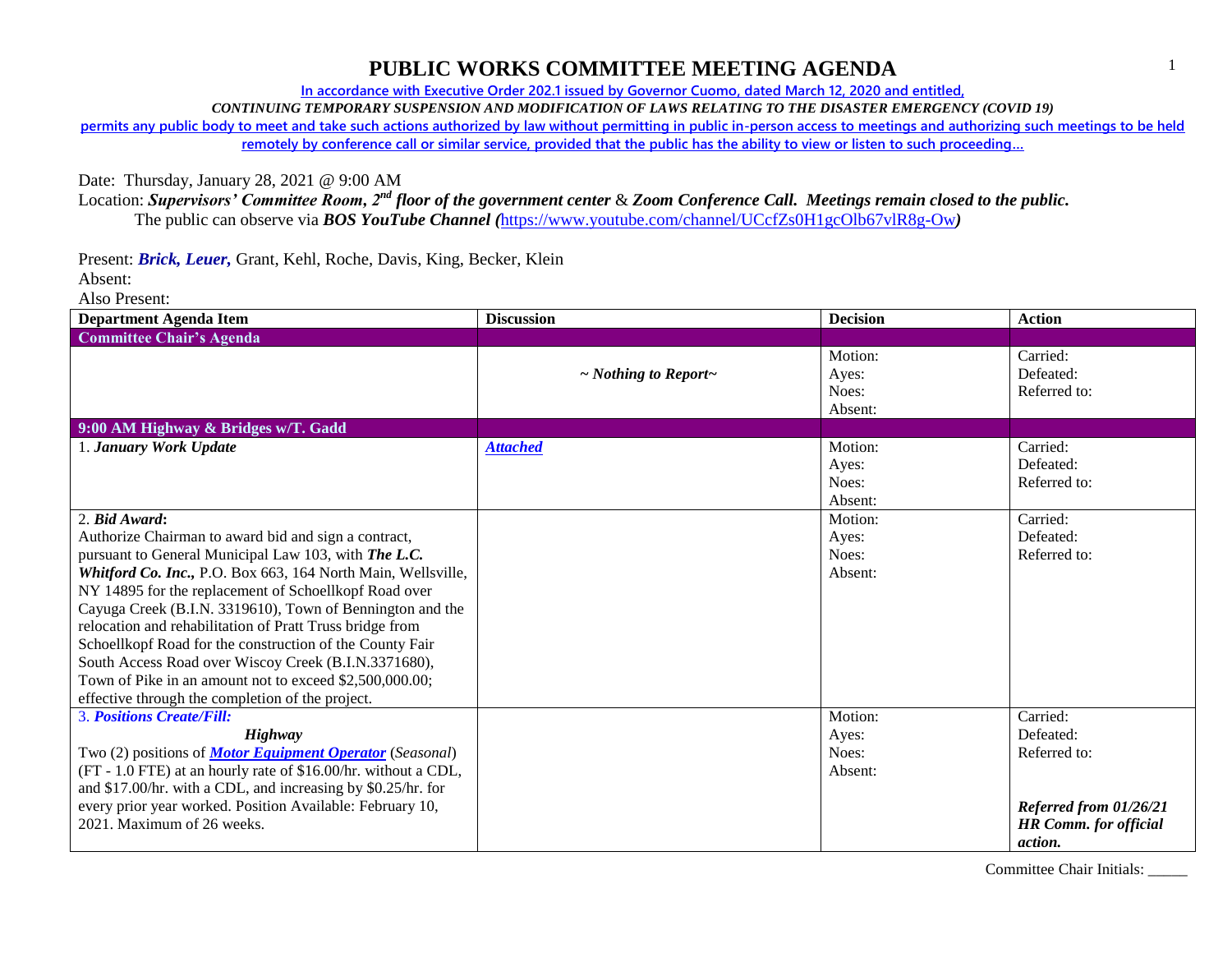# PUBLIC WORKS COMMITTEE MEETING AGENDA

In accordance with Executive Order 202.1 issued by Governor Cuomo, dated March 12, 2020 and entitled,

*CONTINUING TEMPORARY SUSPENSION AND MODIFICATION OF LAWS RELATING TO THE DISASTER EMERGENCY (COVID 19)*

permits any public body to meet and take such actions authorized by law without permitting in public in-person access to meetings and authorizing such meetings to be held remotely by conference call or similar service, provided that the public has the ability to view or listen to such proceeding…

Date: Thursday, January 28, 2021 @ 9:00 AM

Location: ***Supervisors' Committee Room, 2nd floor of the government center*** & ***Zoom Conference Call. Meetings remain closed to the public.***

The public can observe via ***BOS YouTube Channel (***https://www.youtube.com/channel/UCcfZs0H1gcOlb67vlR8g-Ow***)***

Present: ***Brick, Leuer,*** Grant, Kehl, Roche, Davis, King, Becker, Klein

Absent:

Also Present:

| Department Agenda Item | Discussion | Decision | Action |
|---|---|---|---|
| **Committee Chair's Agenda** | | | |
| | *~ Nothing to Report~* | Motion:<br>Ayes:<br>Noes:<br>Absent: | Carried:<br>Defeated:<br>Referred to: |
| **9:00 AM Highway & Bridges w/T. Gadd** | | | |
| 1. ***January Work Update*** | ***Attached*** | Motion:<br>Ayes:<br>Noes:<br>Absent: | Carried:<br>Defeated:<br>Referred to: |
| 2. ***Bid Award*:**<br>Authorize Chairman to award bid and sign a contract, pursuant to General Municipal Law 103, with ***The L.C. Whitford Co. Inc.,*** P.O. Box 663, 164 North Main, Wellsville, NY 14895 for the replacement of Schoellkopf Road over Cayuga Creek (B.I.N. 3319610), Town of Bennington and the relocation and rehabilitation of Pratt Truss bridge from Schoellkopf Road for the construction of the County Fair South Access Road over Wiscoy Creek (B.I.N.3371680), Town of Pike in an amount not to exceed $2,500,000.00; effective through the completion of the project. | | Motion:<br>Ayes:<br>Noes:<br>Absent: | Carried:<br>Defeated:<br>Referred to: |
| 3. ***Positions Create/Fill:***<br>***Highway***<br>Two (2) positions of ***Motor Equipment Operator*** (*Seasonal*) (FT - 1.0 FTE) at an hourly rate of $16.00/hr. without a CDL, and $17.00/hr. with a CDL, and increasing by $0.25/hr. for every prior year worked. Position Available: February 10, 2021. Maximum of 26 weeks. | | Motion:<br>Ayes:<br>Noes:<br>Absent: | Carried:<br>Defeated:<br>Referred to:<br><br>***Referred from 01/26/21 HR Comm. for official action.*** |

Committee Chair Initials: _____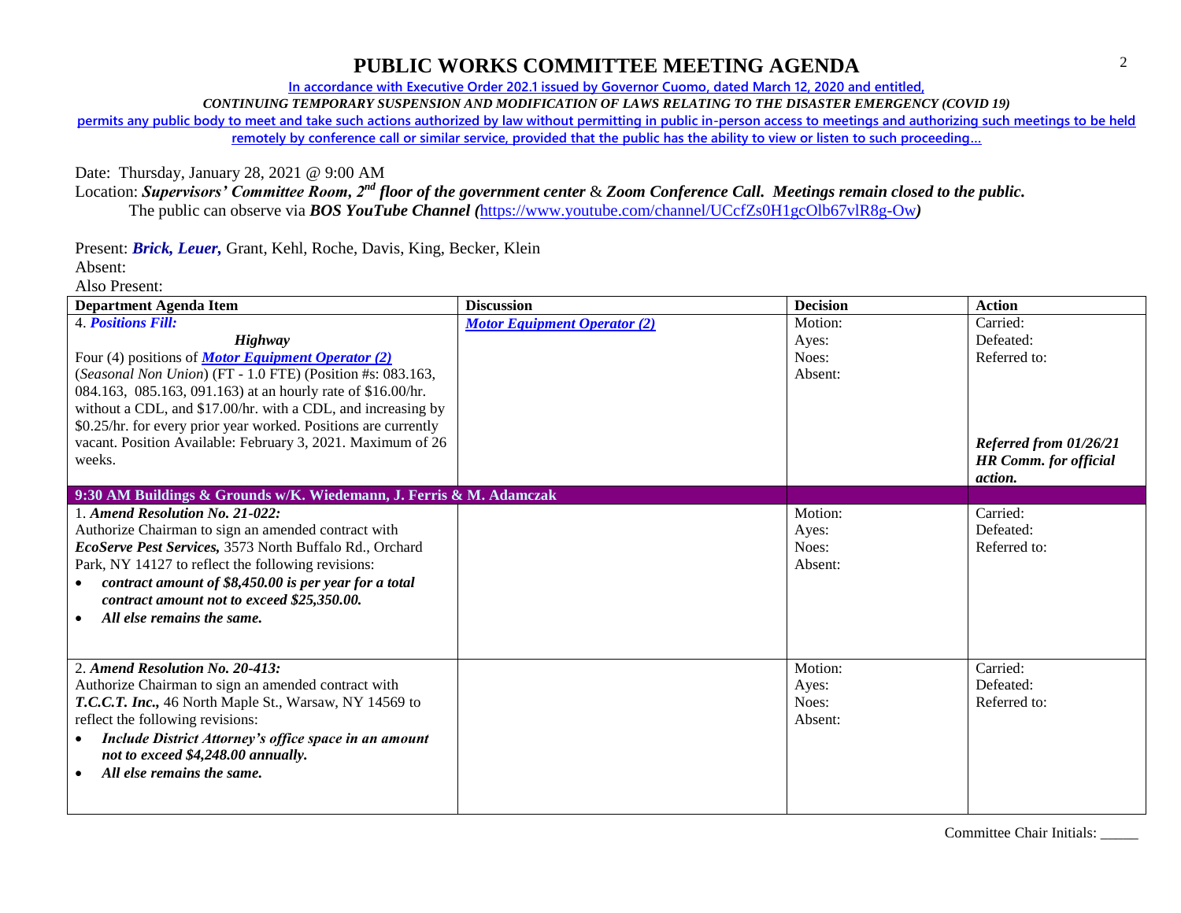# PUBLIC WORKS COMMITTEE MEETING AGENDA

In accordance with Executive Order 202.1 issued by Governor Cuomo, dated March 12, 2020 and entitled,

*CONTINUING TEMPORARY SUSPENSION AND MODIFICATION OF LAWS RELATING TO THE DISASTER EMERGENCY (COVID 19)*

permits any public body to meet and take such actions authorized by law without permitting in public in-person access to meetings and authorizing such meetings to be held remotely by conference call or similar service, provided that the public has the ability to view or listen to such proceeding…

Date: Thursday, January 28, 2021 @ 9:00 AM

Location: ***Supervisors' Committee Room, 2nd floor of the government center*** & ***Zoom Conference Call. Meetings remain closed to the public.***
The public can observe via ***BOS YouTube Channel (***https://www.youtube.com/channel/UCcfZs0H1gcOlb67vlR8g-Ow***)***

Present: ***Brick, Leuer,*** Grant, Kehl, Roche, Davis, King, Becker, Klein

Absent:

Also Present:

| Department Agenda Item | Discussion | Decision | Action |
|---|---|---|---|
| 4. ***Positions Fill:*** ***Highway*** Four (4) positions of ***Motor Equipment Operator (2)*** (*Seasonal Non Union*) (FT - 1.0 FTE) (Position #s: 083.163, 084.163, 085.163, 091.163) at an hourly rate of $16.00/hr. without a CDL, and $17.00/hr. with a CDL, and increasing by $0.25/hr. for every prior year worked. Positions are currently vacant. Position Available: February 3, 2021. Maximum of 26 weeks. | ***Motor Equipment Operator (2)*** | Motion: Ayes: Noes: Absent: | Carried: Defeated: Referred to: ***Referred from 01/26/21 HR Comm. for official action.*** |
| **9:30 AM Buildings & Grounds w/K. Wiedemann, J. Ferris & M. Adamczak** | | | |
| 1. ***Amend Resolution No. 21-022:*** Authorize Chairman to sign an amended contract with ***EcoServe Pest Services,*** 3573 North Buffalo Rd., Orchard Park, NY 14127 to reflect the following revisions: • ***contract amount of $8,450.00 is per year for a total contract amount not to exceed $25,350.00.*** • ***All else remains the same.*** | | Motion: Ayes: Noes: Absent: | Carried: Defeated: Referred to: |
| 2. ***Amend Resolution No. 20-413:*** Authorize Chairman to sign an amended contract with ***T.C.C.T. Inc.,*** 46 North Maple St., Warsaw, NY 14569 to reflect the following revisions: • ***Include District Attorney's office space in an amount not to exceed $4,248.00 annually.*** • ***All else remains the same.*** | | Motion: Ayes: Noes: Absent: | Carried: Defeated: Referred to: |

Committee Chair Initials: _____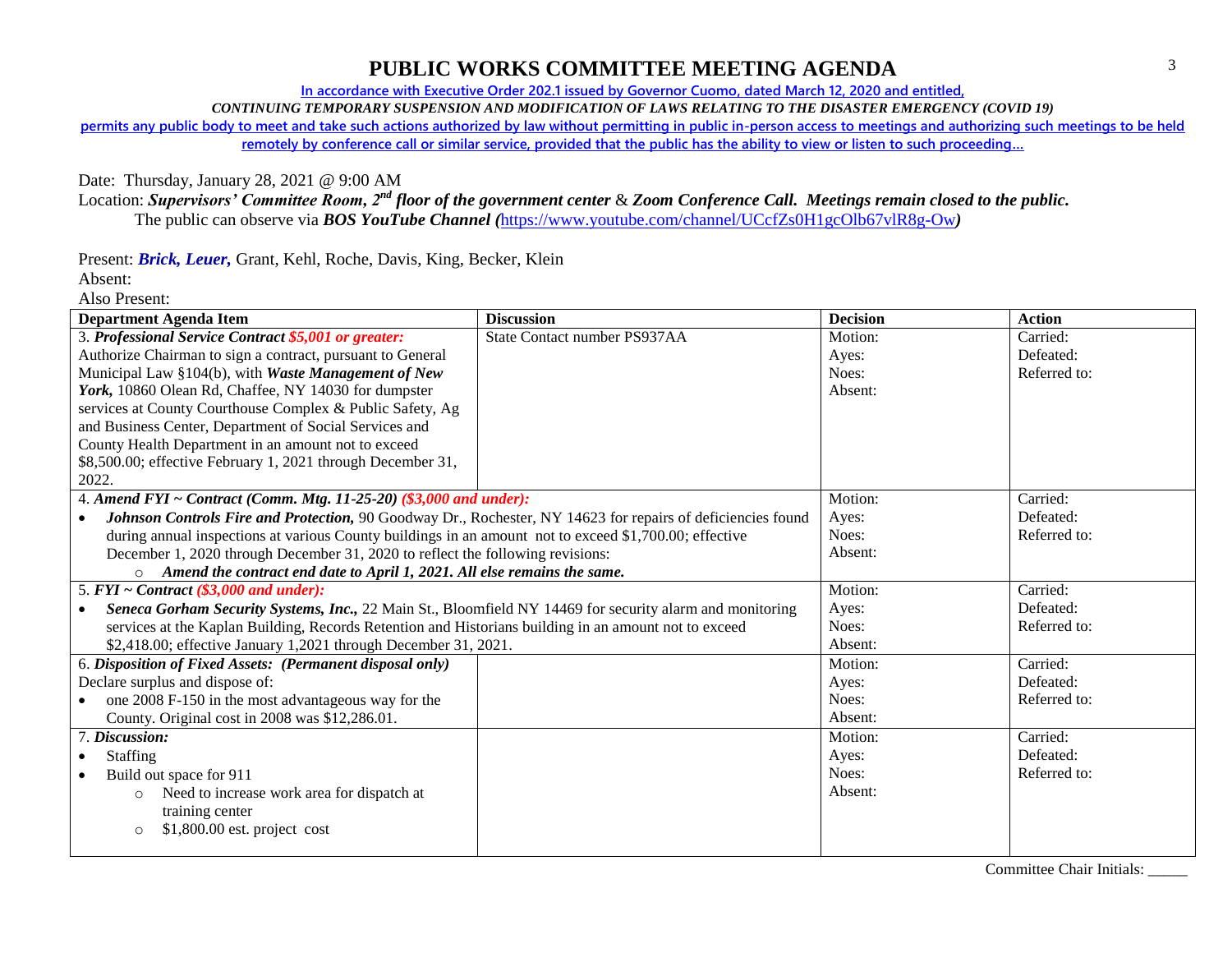# PUBLIC WORKS COMMITTEE MEETING AGENDA

In accordance with Executive Order 202.1 issued by Governor Cuomo, dated March 12, 2020 and entitled,

*CONTINUING TEMPORARY SUSPENSION AND MODIFICATION OF LAWS RELATING TO THE DISASTER EMERGENCY (COVID 19)*

permits any public body to meet and take such actions authorized by law without permitting in public in-person access to meetings and authorizing such meetings to be held remotely by conference call or similar service, provided that the public has the ability to view or listen to such proceeding…

Date: Thursday, January 28, 2021 @ 9:00 AM

Location: ***Supervisors' Committee Room, 2nd floor of the government center*** & ***Zoom Conference Call. Meetings remain closed to the public.***

The public can observe via ***BOS YouTube Channel (***https://www.youtube.com/channel/UCcfZs0H1gcOlb67vlR8g-Ow***)***

Present: ***Brick, Leuer,*** Grant, Kehl, Roche, Davis, King, Becker, Klein

Absent:

Also Present:

| Department Agenda Item | Discussion | Decision | Action |
|---|---|---|---|
| 3. ***Professional Service Contract $5,001 or greater:*** Authorize Chairman to sign a contract, pursuant to General Municipal Law §104(b), with ***Waste Management of New York,*** 10860 Olean Rd, Chaffee, NY 14030 for dumpster services at County Courthouse Complex & Public Safety, Ag and Business Center, Department of Social Services and County Health Department in an amount not to exceed $8,500.00; effective February 1, 2021 through December 31, 2022. | State Contact number PS937AA | Motion: Ayes: Noes: Absent: | Carried: Defeated: Referred to: |
| 4. ***Amend FYI ~ Contract (Comm. Mtg. 11-25-20) ($3,000 and under):*** • ***Johnson Controls Fire and Protection,*** 90 Goodway Dr., Rochester, NY 14623 for repairs of deficiencies found during annual inspections at various County buildings in an amount not to exceed $1,700.00; effective December 1, 2020 through December 31, 2020 to reflect the following revisions: ○ ***Amend the contract end date to April 1, 2021. All else remains the same.*** | | Motion: Ayes: Noes: Absent: | Carried: Defeated: Referred to: |
| 5. ***FYI ~ Contract ($3,000 and under):*** • ***Seneca Gorham Security Systems, Inc.,*** 22 Main St., Bloomfield NY 14469 for security alarm and monitoring services at the Kaplan Building, Records Retention and Historians building in an amount not to exceed $2,418.00; effective January 1,2021 through December 31, 2021. | | Motion: Ayes: Noes: Absent: | Carried: Defeated: Referred to: |
| 6. ***Disposition of Fixed Assets: (Permanent disposal only)*** Declare surplus and dispose of: • one 2008 F-150 in the most advantageous way for the County. Original cost in 2008 was $12,286.01. | | Motion: Ayes: Noes: Absent: | Carried: Defeated: Referred to: |
| 7. ***Discussion:*** • Staffing • Build out space for 911 ○ Need to increase work area for dispatch at training center ○ $1,800.00 est. project cost | | Motion: Ayes: Noes: Absent: | Carried: Defeated: Referred to: |

Committee Chair Initials: _____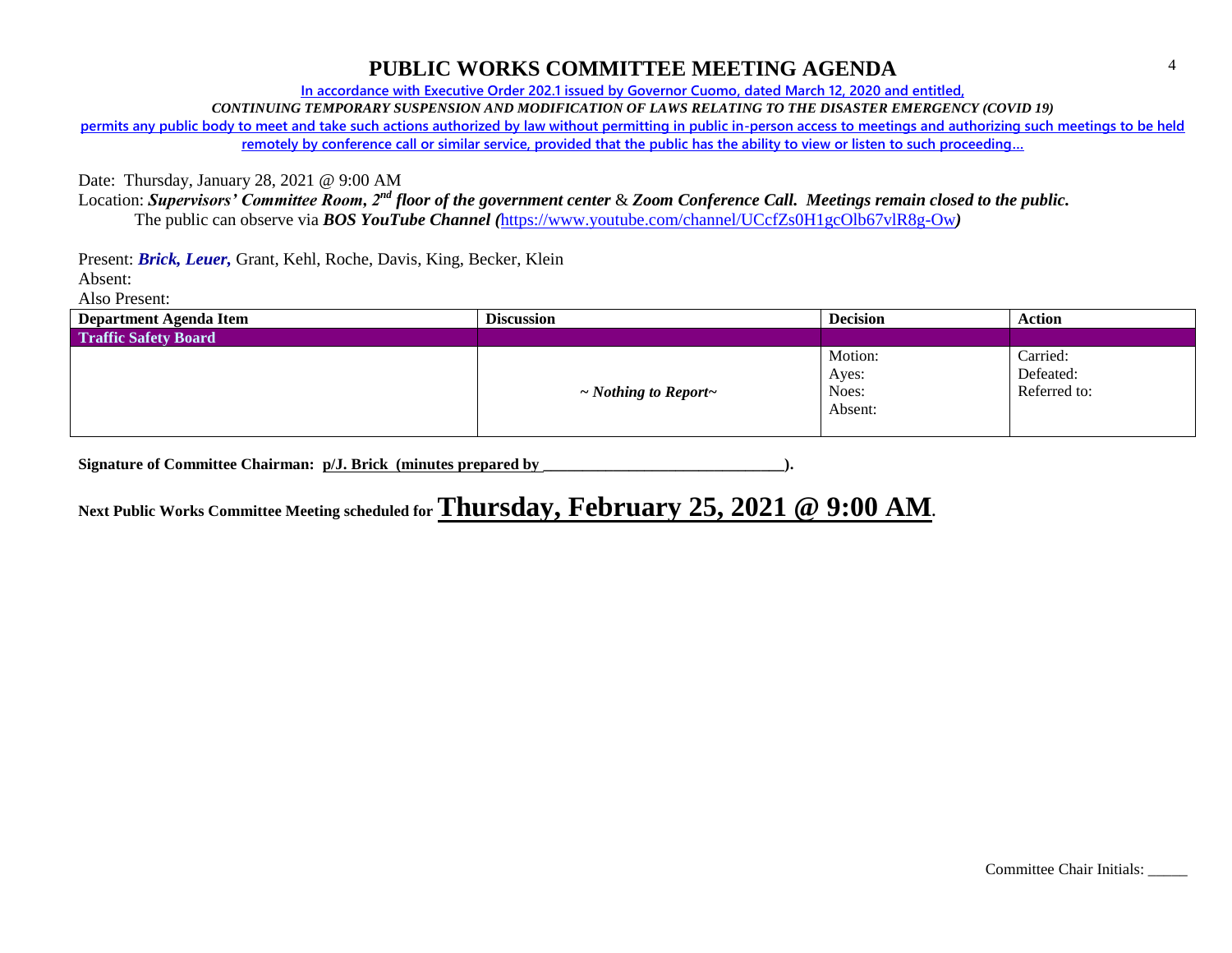# PUBLIC WORKS COMMITTEE MEETING AGENDA

**In accordance with Executive Order 202.1 issued by Governor Cuomo, dated March 12, 2020 and entitled,**

***CONTINUING TEMPORARY SUSPENSION AND MODIFICATION OF LAWS RELATING TO THE DISASTER EMERGENCY (COVID 19)***

**permits any public body to meet and take such actions authorized by law without permitting in public in-person access to meetings and authorizing such meetings to be held remotely by conference call or similar service, provided that the public has the ability to view or listen to such proceeding…**

Date: Thursday, January 28, 2021 @ 9:00 AM

Location: ***Supervisors' Committee Room, 2nd floor of the government center*** & ***Zoom Conference Call. Meetings remain closed to the public.***
The public can observe via ***BOS YouTube Channel (***https://www.youtube.com/channel/UCcfZs0H1gcOlb67vlR8g-Ow***)***

Present: ***Brick, Leuer,*** Grant, Kehl, Roche, Davis, King, Becker, Klein
Absent:
Also Present:

| Department Agenda Item | Discussion | Decision | Action |
|---|---|---|---|
| **Traffic Safety Board** | | | |
| | *~ Nothing to Report~* | Motion:<br>Ayes:<br>Noes:<br>Absent: | Carried:<br>Defeated:<br>Referred to: |

**Signature of Committee Chairman: p/J. Brick (minutes prepared by ______________________________).**

**Next Public Works Committee Meeting scheduled for Thursday, February 25, 2021 @ 9:00 AM.**

Committee Chair Initials: _____